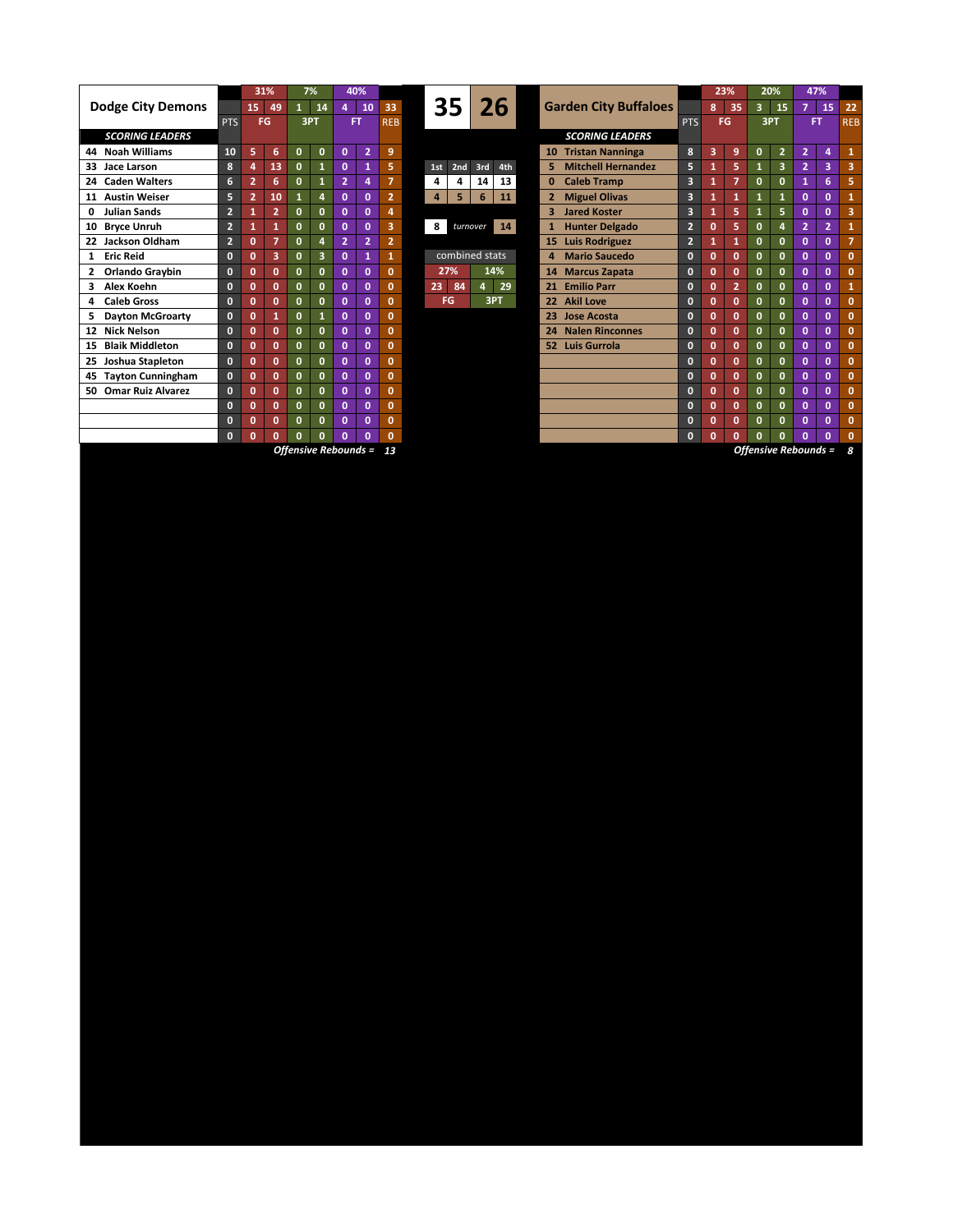## Dodge City Demons

| # | Player | PTS | FG | FGA | 3PT | 3PTA | FT | FTA | REB |
|---|---|---|---|---|---|---|---|---|---|
| | **Team** | | 15 | 49 | 1 | 14 | 4 | 10 | 33 |
| | | | 31% | | 7% | | 40% | | |
| 44 | Noah Williams | 10 | 5 | 6 | 0 | 0 | 0 | 2 | 9 |
| 33 | Jace Larson | 8 | 4 | 13 | 0 | 1 | 0 | 1 | 5 |
| 24 | Caden Walters | 6 | 2 | 6 | 0 | 1 | 2 | 4 | 7 |
| 11 | Austin Weiser | 5 | 2 | 10 | 1 | 4 | 0 | 0 | 2 |
| 0 | Julian Sands | 2 | 1 | 2 | 0 | 0 | 0 | 0 | 4 |
| 10 | Bryce Unruh | 2 | 1 | 1 | 0 | 0 | 0 | 0 | 3 |
| 22 | Jackson Oldham | 2 | 0 | 7 | 0 | 4 | 2 | 2 | 2 |
| 1 | Eric Reid | 0 | 0 | 3 | 0 | 3 | 0 | 1 | 1 |
| 2 | Orlando Graybin | 0 | 0 | 0 | 0 | 0 | 0 | 0 | 0 |
| 3 | Alex Koehn | 0 | 0 | 0 | 0 | 0 | 0 | 0 | 0 |
| 4 | Caleb Gross | 0 | 0 | 0 | 0 | 0 | 0 | 0 | 0 |
| 5 | Dayton McGroarty | 0 | 0 | 1 | 0 | 1 | 0 | 0 | 0 |
| 12 | Nick Nelson | 0 | 0 | 0 | 0 | 0 | 0 | 0 | 0 |
| 15 | Blaik Middleton | 0 | 0 | 0 | 0 | 0 | 0 | 0 | 0 |
| 25 | Joshua Stapleton | 0 | 0 | 0 | 0 | 0 | 0 | 0 | 0 |
| 45 | Tayton Cunningham | 0 | 0 | 0 | 0 | 0 | 0 | 0 | 0 |
| 50 | Omar Ruiz Alvarez | 0 | 0 | 0 | 0 | 0 | 0 | 0 | 0 |
| | | 0 | 0 | 0 | 0 | 0 | 0 | 0 | 0 |
| | | 0 | 0 | 0 | 0 | 0 | 0 | 0 | 0 |
| | | 0 | 0 | 0 | 0 | 0 | 0 | 0 | 0 |

*Offensive Rebounds =* 13

## Score

| Dodge City | Garden City |
|---|---|
| 35 | 26 |

| Team | 1st | 2nd | 3rd | 4th |
|---|---|---|---|---|
| Dodge City Demons | 4 | 4 | 14 | 13 |
| Garden City Buffaloes | 4 | 5 | 6 | 11 |

| Dodge City | | Garden City |
|---|---|---|
| 8 | *turnover* | 14 |

**combined stats**

| FG | FGA | 3PT | 3PTA |
|---|---|---|---|
| 27% | | 14% | |
| 23 | 84 | 4 | 29 |

## Garden City Buffaloes

| # | Player | PTS | FG | FGA | 3PT | 3PTA | FT | FTA | REB |
|---|---|---|---|---|---|---|---|---|---|
| | **Team** | | 8 | 35 | 3 | 15 | 7 | 15 | 22 |
| | | | 23% | | 20% | | 47% | | |
| 10 | Tristan Nanninga | 8 | 3 | 9 | 0 | 2 | 2 | 4 | 1 |
| 5 | Mitchell Hernandez | 5 | 1 | 5 | 1 | 3 | 2 | 3 | 3 |
| 0 | Caleb Tramp | 3 | 1 | 7 | 0 | 0 | 1 | 6 | 5 |
| 2 | Miguel Olivas | 3 | 1 | 1 | 1 | 1 | 0 | 0 | 1 |
| 3 | Jared Koster | 3 | 1 | 5 | 1 | 5 | 0 | 0 | 3 |
| 1 | Hunter Delgado | 2 | 0 | 5 | 0 | 4 | 2 | 2 | 1 |
| 15 | Luis Rodriguez | 2 | 1 | 1 | 0 | 0 | 0 | 0 | 7 |
| 4 | Mario Saucedo | 0 | 0 | 0 | 0 | 0 | 0 | 0 | 0 |
| 14 | Marcus Zapata | 0 | 0 | 0 | 0 | 0 | 0 | 0 | 0 |
| 21 | Emilio Parr | 0 | 0 | 2 | 0 | 0 | 0 | 0 | 1 |
| 22 | Akil Love | 0 | 0 | 0 | 0 | 0 | 0 | 0 | 0 |
| 23 | Jose Acosta | 0 | 0 | 0 | 0 | 0 | 0 | 0 | 0 |
| 24 | Nalen Rinconnes | 0 | 0 | 0 | 0 | 0 | 0 | 0 | 0 |
| 52 | Luis Gurrola | 0 | 0 | 0 | 0 | 0 | 0 | 0 | 0 |
| | | 0 | 0 | 0 | 0 | 0 | 0 | 0 | 0 |
| | | 0 | 0 | 0 | 0 | 0 | 0 | 0 | 0 |
| | | 0 | 0 | 0 | 0 | 0 | 0 | 0 | 0 |
| | | 0 | 0 | 0 | 0 | 0 | 0 | 0 | 0 |
| | | 0 | 0 | 0 | 0 | 0 | 0 | 0 | 0 |
| | | 0 | 0 | 0 | 0 | 0 | 0 | 0 | 0 |

*Offensive Rebounds =* 8